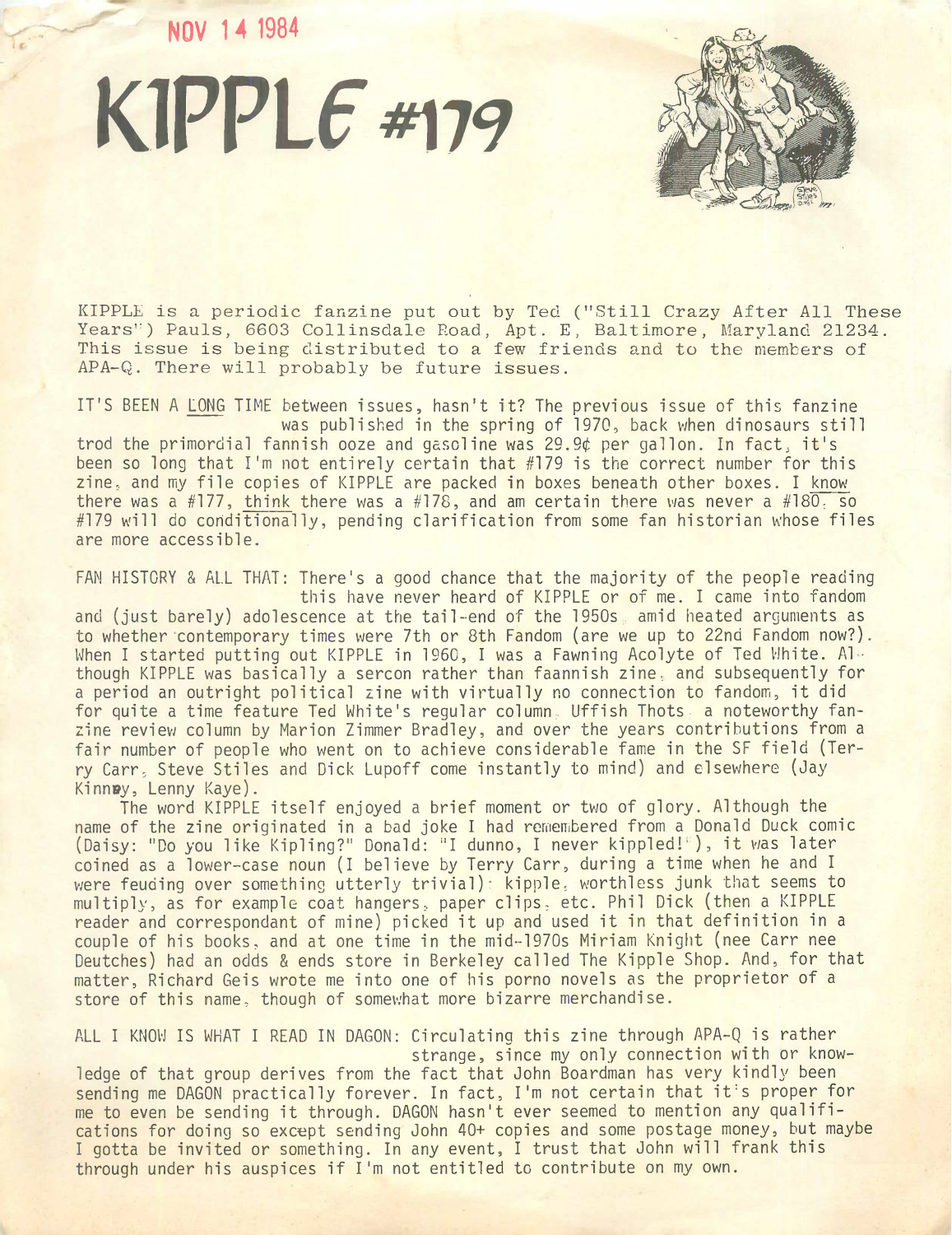NOV 14 1984

# KIPPLE #179

KIPPLE is a periodic fanzine put out by Ted ("Still Crazy After All These Years") Pauls, 6603 Collinsdale Road, Apt. E, Baltimore, Maryland 21234. This issue is being distributed to a few friends and to the members of APA-Q. There will probably be future issues.

IT'S BEEN A LONG TIME between issues, hasn't it? The previous issue of this fanzine was published in the spring of 1970, back when dinosaurs still trod the primordial fannish ooze and gasoline was 29.9¢ per gallon. In fact, it's been so long that I'm not entirely certain that #179 is the correct number for this zine, and my file copies of KIPPLE are packed in boxes beneath other boxes. I know there was a #177, think there was a #178, and am certain there was never a #180, so #179 will do conditionally, pending clarification from some fan historian whose files are more accessible.

FAN HISTORY & ALL THAT: There's a good chance that the majority of the people reading this have never heard of KIPPLE or of me. I came into fandom and (just barely) adolescence at the tail-end of the 1950s, amid heated arguments as to whether contemporary times were 7th or 8th Fandom (are we up to 22nd Fandom now?). When I started putting out KIPPLE in 1960, I was a Fawning Acolyte of Ted White. Although KIPPLE was basically a sercon rather than faannish zine, and subsequently for a period an outright political zine with virtually no connection to fandom, it did for quite a time feature Ted White's regular column, Uffish Thots, a noteworthy fanzine review column by Marion Zimmer Bradley, and over the years contributions from a fair number of people who went on to achieve considerable fame in the SF field (Terry Carr, Steve Stiles and Dick Lupoff come instantly to mind) and elsewhere (Jay Kinney, Lenny Kaye).

The word KIPPLE itself enjoyed a brief moment or two of glory. Although the name of the zine originated in a bad joke I had remembered from a Donald Duck comic (Daisy: "Do you like Kipling?" Donald: "I dunno, I never kippled!"), it was later coined as a lower-case noun (I believe by Terry Carr, during a time when he and I were feuding over something utterly trivial): kipple, worthless junk that seems to multiply, as for example coat hangers, paper clips, etc. Phil Dick (then a KIPPLE reader and correspondant of mine) picked it up and used it in that definition in a couple of his books, and at one time in the mid-1970s Miriam Knight (nee Carr nee Deutches) had an odds & ends store in Berkeley called The Kipple Shop. And, for that matter, Richard Geis wrote me into one of his porno novels as the proprietor of a store of this name, though of somewhat more bizarre merchandise.

ALL I KNOW IS WHAT I READ IN DAGON: Circulating this zine through APA-Q is rather strange, since my only connection with or knowledge of that group derives from the fact that John Boardman has very kindly been sending me DAGON practically forever. In fact, I'm not certain that it's proper for me to even be sending it through. DAGON hasn't ever seemed to mention any qualifications for doing so except sending John 40+ copies and some postage money, but maybe I gotta be invited or something. In any event, I trust that John will frank this through under his auspices if I'm not entitled to contribute on my own.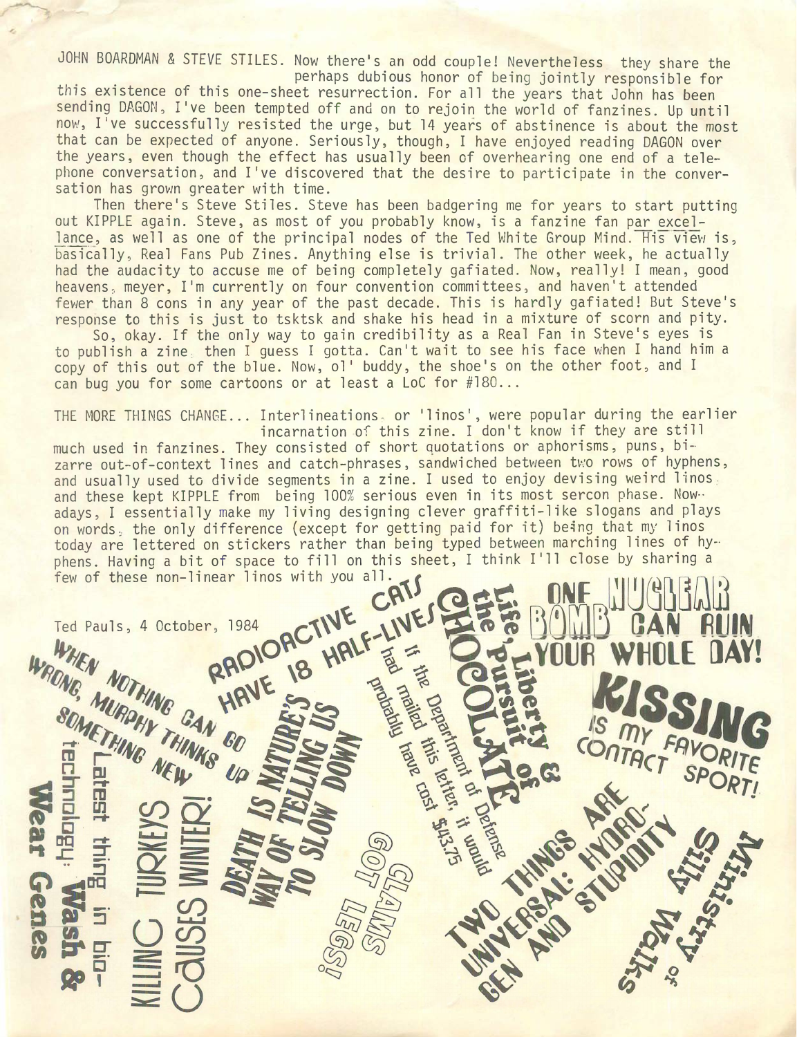JOHN BOARDMAN & STEVE STILES. Now there's an odd couple! Nevertheless they share the perhaps dubious honor of being jointly responsible for this existence of this one-sheet resurrection. For all the years that John has been sending DAGON, I've been tempted off and on to rejoin the world of fanzines. Up until now, I've successfully resisted the urge, but 14 years of abstinence is about the most that can be expected of anyone. Seriously, though, I have enjoyed reading DAGON over the years, even though the effect has usually been of overhearing one end of a telephone conversation, and I've discovered that the desire to participate in the conversation has grown greater with time.

Then there's Steve Stiles. Steve has been badgering me for years to start putting out KIPPLE again. Steve, as most of you probably know, is a fanzine fan par excellance, as well as one of the principal nodes of the Ted White Group Mind. His view is, basically, Real Fans Pub Zines. Anything else is trivial. The other week, he actually had the audacity to accuse me of being completely gafiated. Now, really! I mean, good heavens, meyer, I'm currently on four convention committees, and haven't attended fewer than 8 cons in any year of the past decade. This is hardly gafiated! But Steve's response to this is just to tsktsk and shake his head in a mixture of scorn and pity.

So, okay. If the only way to gain credibility as a Real Fan in Steve's eyes is to publish a zine, then I guess I gotta. Can't wait to see his face when I hand him a copy of this out of the blue. Now, ol' buddy, the shoe's on the other foot, and I can bug you for some cartoons or at least a LoC for #180...

THE MORE THINGS CHANGE... Interlineations, or 'linos', were popular during the earlier incarnation of this zine. I don't know if they are still much used in fanzines. They consisted of short quotations or aphorisms, puns, bizarre out-of-context lines and catch-phrases, sandwiched between two rows of hyphens, and usually used to divide segments in a zine. I used to enjoy devising weird linos, and these kept KIPPLE from being 100% serious even in its most sercon phase. Nowadays, I essentially make my living designing clever graffiti-like slogans and plays on words, the only difference (except for getting paid for it) being that my linos today are lettered on stickers rather than being typed between marching lines of hyphens. Having a bit of space to fill on this sheet, I think I'll close by sharing a few of these non-linear linos with you all.

Ted Pauls, 4 October, 1984

WHEN NOTHING CAN GO WRONG, MURPHY THINKS UP SOMETHING NEW

RADIOACTIVE CATS HAVE 18 HALF-LIVES

Life, Liberty & the Pursuit of CHOCOLATE

ONE NUCLEAR BOMB CAN RUIN YOUR WHOLE DAY!

KISSING IS MY FAVORITE CONTACT SPORT!

Latest thing in bio-technology: Wash & Wear Genes

KILLING TURKEYS CAUSES WINTER!

DEATH IS NATURE'S WAY OF TELLING US TO SLOW DOWN

If the Department of Defense had mailed this letter, it would probably have cost $43.75

CLAMS GOT LEGS!

TWO THINGS ARE UNIVERSAL: HYDROGEN AND STUPIDITY

Ministry of Silly Walks